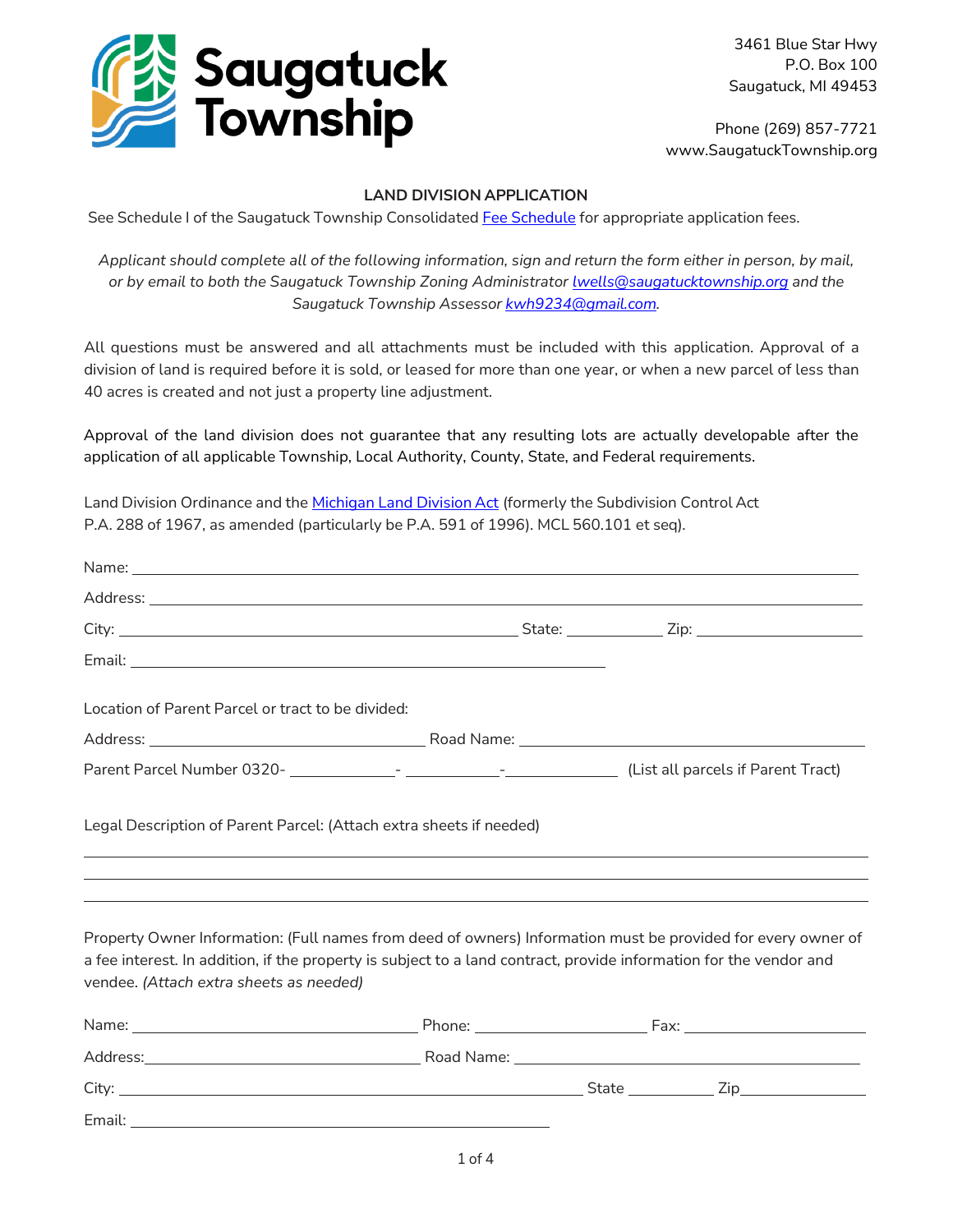Saugatuck Township

3461 Blue Star Hwy
P.O. Box 100
Saugatuck, MI 49453

Phone (269) 857-7721
www.SaugatuckTownship.org

## LAND DIVISION APPLICATION

See Schedule I of the Saugatuck Township Consolidated Fee Schedule for appropriate application fees.

*Applicant should complete all of the following information, sign and return the form either in person, by mail, or by email to both the Saugatuck Township Zoning Administrator lwells@saugatucktownship.org and the Saugatuck Township Assessor kwh9234@gmail.com.*

All questions must be answered and all attachments must be included with this application. Approval of a division of land is required before it is sold, or leased for more than one year, or when a new parcel of less than 40 acres is created and not just a property line adjustment.

Approval of the land division does not guarantee that any resulting lots are actually developable after the application of all applicable Township, Local Authority, County, State, and Federal requirements.

Land Division Ordinance and the Michigan Land Division Act (formerly the Subdivision Control Act P.A. 288 of 1967, as amended (particularly be P.A. 591 of 1996). MCL 560.101 et seq).

Name: ______________________________

Address: ______________________________

City: ____________________ State: __________ Zip: __________

Email: ______________________________

Location of Parent Parcel or tract to be divided:

Address: ____________________ Road Name: ____________________

Parent Parcel Number 0320- __________- __________-__________ (List all parcels if Parent Tract)

Legal Description of Parent Parcel: (Attach extra sheets if needed)

______________________________

______________________________

______________________________

Property Owner Information: (Full names from deed of owners) Information must be provided for every owner of a fee interest. In addition, if the property is subject to a land contract, provide information for the vendor and vendee. *(Attach extra sheets as needed)*

Name: ____________________ Phone: __________ Fax: __________

Address: ____________________ Road Name: ____________________

City: ____________________ State __________ Zip__________

Email: ______________________________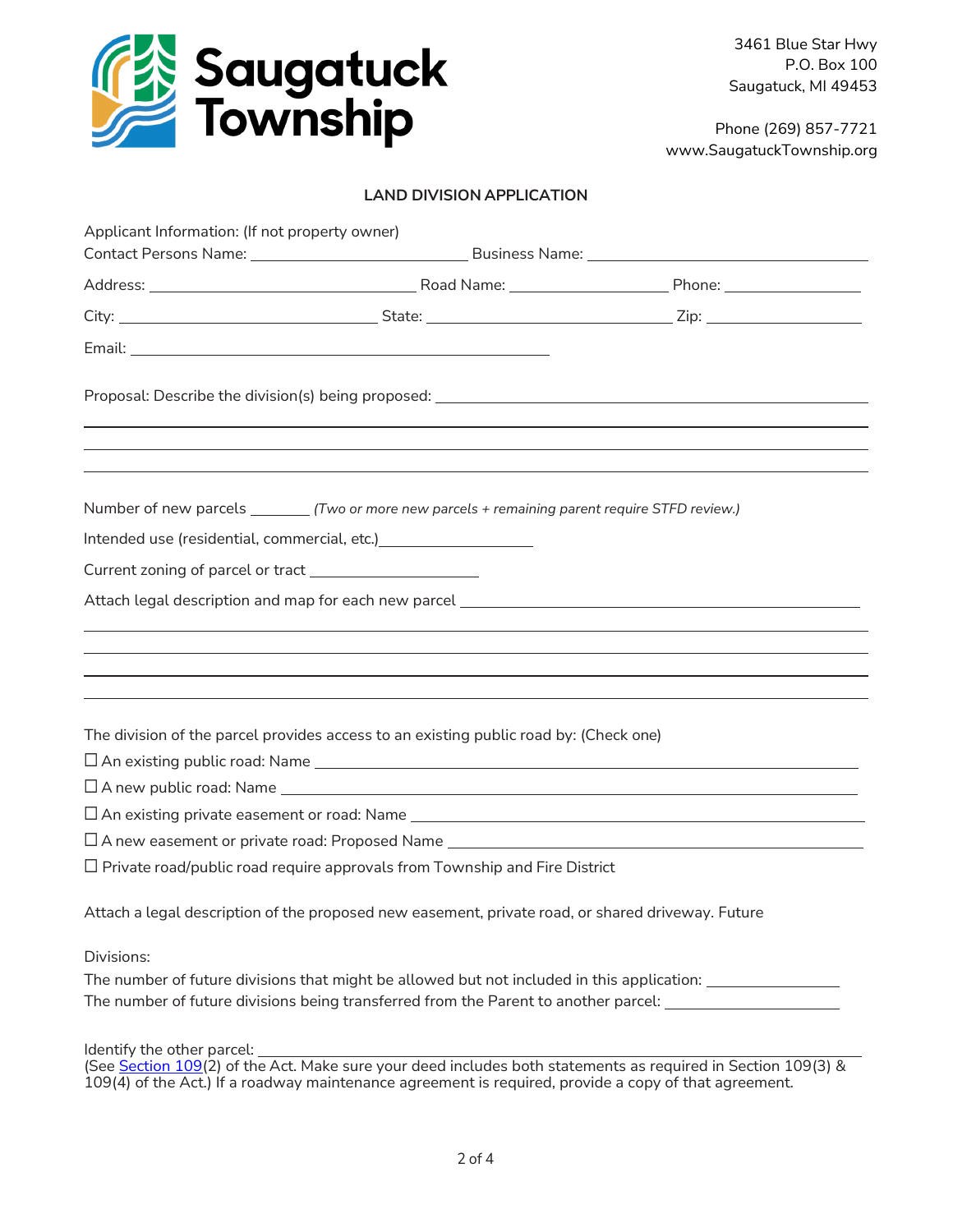Saugatuck Township

3461 Blue Star Hwy
P.O. Box 100
Saugatuck, MI 49453

Phone (269) 857-7721
www.SaugatuckTownship.org

## LAND DIVISION APPLICATION

Applicant Information: (If not property owner)

Contact Persons Name: ______________________ Business Name: ______________________

Address: ______________________ Road Name: ______________ Phone: ____________

City: ______________________ State: ______________________ Zip: ______________

Email: ______________________________________

Proposal: Describe the division(s) being proposed: ______________________________________

______________________________________________________________________________

______________________________________________________________________________

______________________________________________________________________________

Number of new parcels ______ *(Two or more new parcels + remaining parent require STFD review.)*

Intended use (residential, commercial, etc.) ______________

Current zoning of parcel or tract ________________

Attach legal description and map for each new parcel ______________________________________

______________________________________________________________________________

______________________________________________________________________________

______________________________________________________________________________

______________________________________________________________________________

The division of the parcel provides access to an existing public road by: (Check one)

☐ An existing public road: Name ______________________________________

☐ A new public road: Name ______________________________________

☐ An existing private easement or road: Name ______________________________________

☐ A new easement or private road: Proposed Name ______________________________________

☐ Private road/public road require approvals from Township and Fire District

Attach a legal description of the proposed new easement, private road, or shared driveway. Future

Divisions:

The number of future divisions that might be allowed but not included in this application: ____________

The number of future divisions being transferred from the Parent to another parcel: ________________

Identify the other parcel: ______________________________________

(See [Section 109](2) of the Act. Make sure your deed includes both statements as required in Section 109(3) & 109(4) of the Act.) If a roadway maintenance agreement is required, provide a copy of that agreement.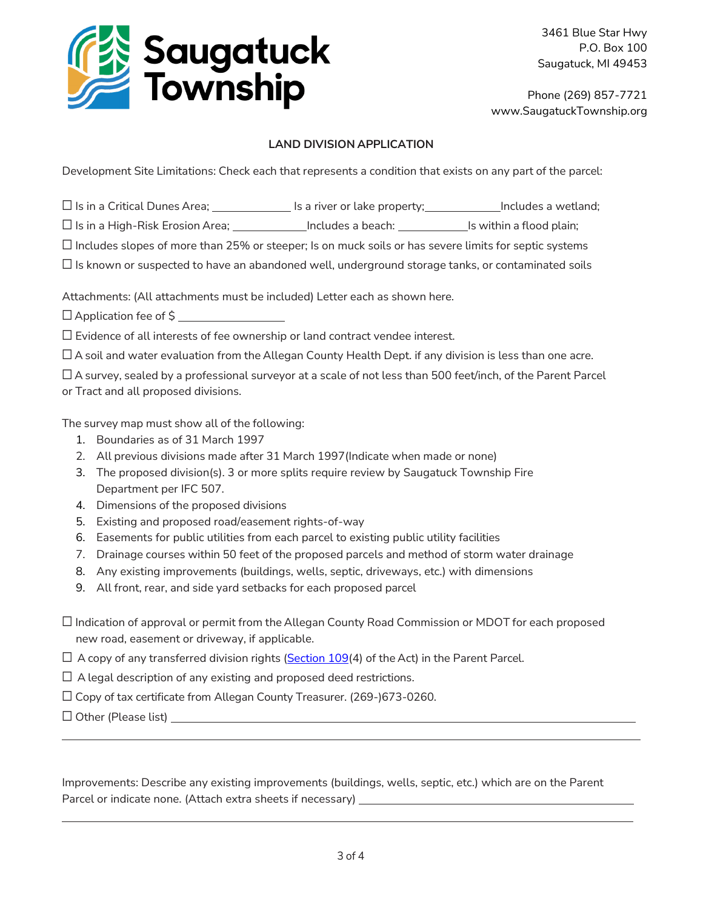**Saugatuck Township**

3461 Blue Star Hwy
P.O. Box 100
Saugatuck, MI 49453

Phone (269) 857-7721
www.SaugatuckTownship.org

## LAND DIVISION APPLICATION

Development Site Limitations: Check each that represents a condition that exists on any part of the parcel:

☐ Is in a Critical Dunes Area; ____________ Is a river or lake property;____________Includes a wetland;

☐ Is in a High-Risk Erosion Area; ____________Includes a beach: ____________Is within a flood plain;

☐ Includes slopes of more than 25% or steeper; Is on muck soils or has severe limits for septic systems

☐ Is known or suspected to have an abandoned well, underground storage tanks, or contaminated soils

Attachments: (All attachments must be included) Letter each as shown here.

☐ Application fee of $ ________________

☐ Evidence of all interests of fee ownership or land contract vendee interest.

☐ A soil and water evaluation from the Allegan County Health Dept. if any division is less than one acre.

☐ A survey, sealed by a professional surveyor at a scale of not less than 500 feet/inch, of the Parent Parcel or Tract and all proposed divisions.

The survey map must show all of the following:

1. Boundaries as of 31 March 1997
2. All previous divisions made after 31 March 1997(Indicate when made or none)
3. The proposed division(s). 3 or more splits require review by Saugatuck Township Fire Department per IFC 507.
4. Dimensions of the proposed divisions
5. Existing and proposed road/easement rights-of-way
6. Easements for public utilities from each parcel to existing public utility facilities
7. Drainage courses within 50 feet of the proposed parcels and method of storm water drainage
8. Any existing improvements (buildings, wells, septic, driveways, etc.) with dimensions
9. All front, rear, and side yard setbacks for each proposed parcel

☐ Indication of approval or permit from the Allegan County Road Commission or MDOT for each proposed new road, easement or driveway, if applicable.

☐ A copy of any transferred division rights (Section 109(4) of the Act) in the Parent Parcel.

☐ A legal description of any existing and proposed deed restrictions.

☐ Copy of tax certificate from Allegan County Treasurer. (269-)673-0260.

☐ Other (Please list) ____________________________________________________________

______________________________________________________________________________

Improvements: Describe any existing improvements (buildings, wells, septic, etc.) which are on the Parent Parcel or indicate none. (Attach extra sheets if necessary) ________________________________

______________________________________________________________________________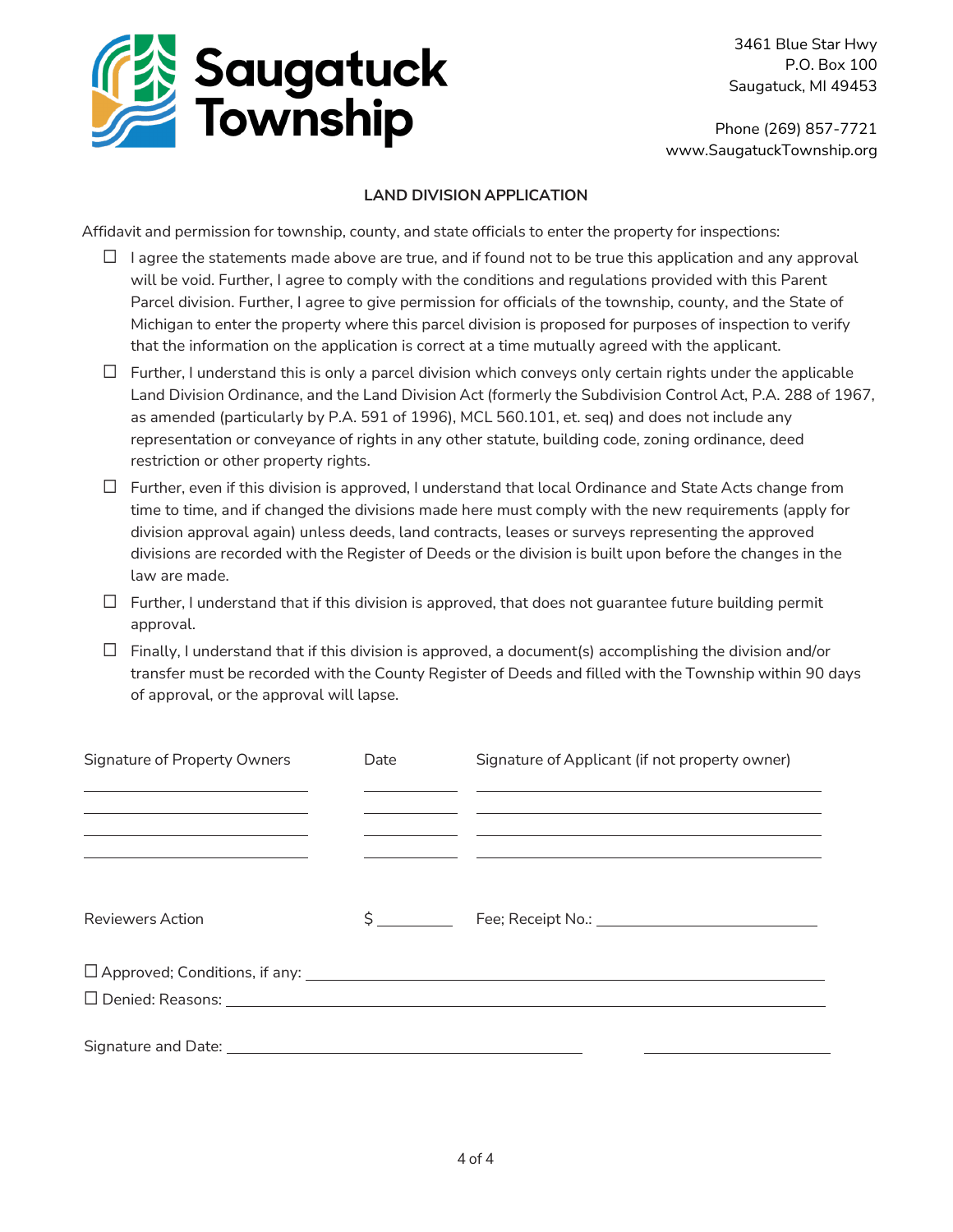Saugatuck Township

3461 Blue Star Hwy
P.O. Box 100
Saugatuck, MI 49453

Phone (269) 857-7721
www.SaugatuckTownship.org

## LAND DIVISION APPLICATION

Affidavit and permission for township, county, and state officials to enter the property for inspections:

- ☐ I agree the statements made above are true, and if found not to be true this application and any approval will be void. Further, I agree to comply with the conditions and regulations provided with this Parent Parcel division. Further, I agree to give permission for officials of the township, county, and the State of Michigan to enter the property where this parcel division is proposed for purposes of inspection to verify that the information on the application is correct at a time mutually agreed with the applicant.
- ☐ Further, I understand this is only a parcel division which conveys only certain rights under the applicable Land Division Ordinance, and the Land Division Act (formerly the Subdivision Control Act, P.A. 288 of 1967, as amended (particularly by P.A. 591 of 1996), MCL 560.101, et. seq) and does not include any representation or conveyance of rights in any other statute, building code, zoning ordinance, deed restriction or other property rights.
- ☐ Further, even if this division is approved, I understand that local Ordinance and State Acts change from time to time, and if changed the divisions made here must comply with the new requirements (apply for division approval again) unless deeds, land contracts, leases or surveys representing the approved divisions are recorded with the Register of Deeds or the division is built upon before the changes in the law are made.
- ☐ Further, I understand that if this division is approved, that does not guarantee future building permit approval.
- ☐ Finally, I understand that if this division is approved, a document(s) accomplishing the division and/or transfer must be recorded with the County Register of Deeds and filled with the Township within 90 days of approval, or the approval will lapse.

| Signature of Property Owners | Date | Signature of Applicant (if not property owner) |
| --- | --- | --- |
| | | |
| | | |
| | | |
| | | |

Reviewers Action $ __________ Fee; Receipt No.: ____________________

☐ Approved; Conditions, if any: ____________________

☐ Denied: Reasons: ____________________

Signature and Date: ____________________ __________